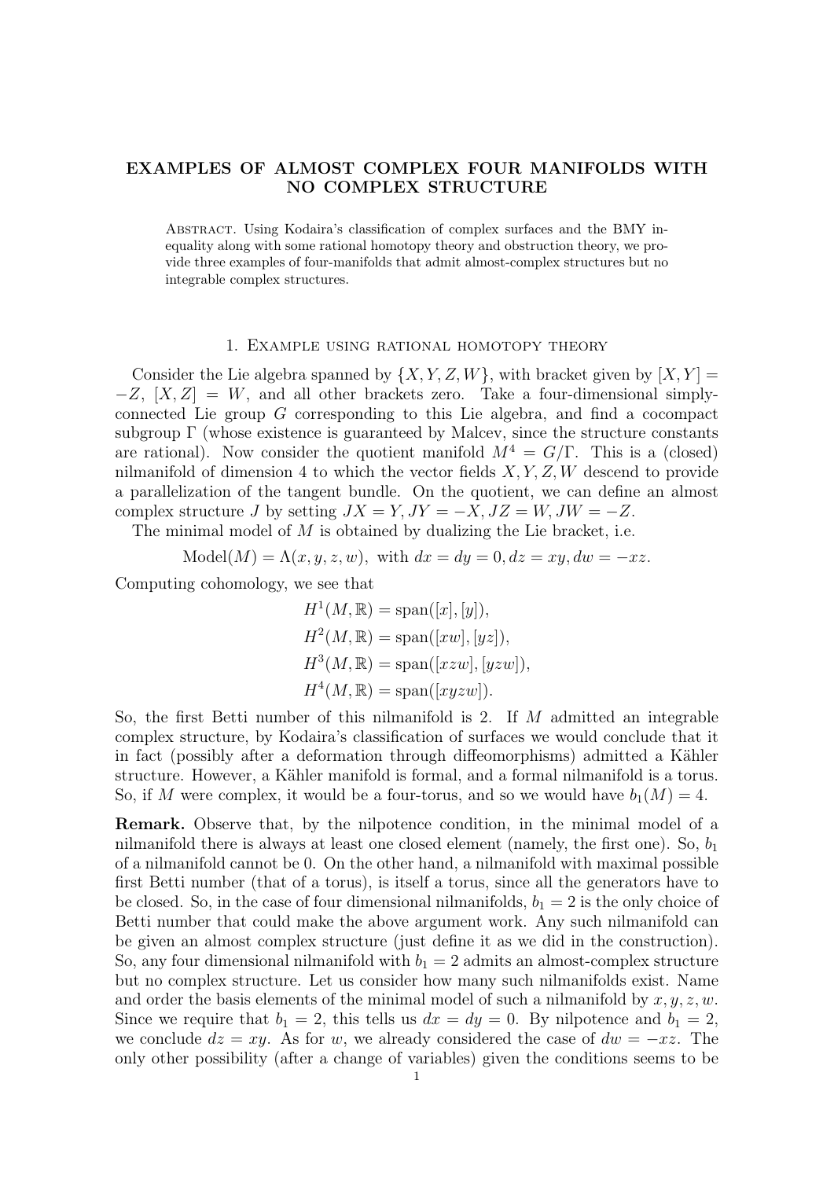# EXAMPLES OF ALMOST COMPLEX FOUR MANIFOLDS WITH NO COMPLEX STRUCTURE

Abstract. Using Kodaira's classification of complex surfaces and the BMY inequality along with some rational homotopy theory and obstruction theory, we provide three examples of four-manifolds that admit almost-complex structures but no integrable complex structures.

## 1. Example using rational homotopy theory

Consider the Lie algebra spanned by $\{X, Y, Z, W\}$, with bracket given by $[X, Y] = -Z$, $[X, Z] = W$, and all other brackets zero. Take a four-dimensional simply-connected Lie group $G$ corresponding to this Lie algebra, and find a cocompact subgroup $\Gamma$ (whose existence is guaranteed by Malcev, since the structure constants are rational). Now consider the quotient manifold $M^4 = G/\Gamma$. This is a (closed) nilmanifold of dimension 4 to which the vector fields $X, Y, Z, W$ descend to provide a parallelization of the tangent bundle. On the quotient, we can define an almost complex structure $J$ by setting $JX = Y, JY = -X, JZ = W, JW = -Z$.

The minimal model of $M$ is obtained by dualizing the Lie bracket, i.e.

$$\text{Model}(M) = \Lambda(x, y, z, w), \text{ with } dx = dy = 0, dz = xy, dw = -xz.$$

Computing cohomology, we see that

$$H^1(M, \mathbb{R}) = \text{span}([x], [y]),$$
$$H^2(M, \mathbb{R}) = \text{span}([xw], [yz]),$$
$$H^3(M, \mathbb{R}) = \text{span}([xzw], [yzw]),$$
$$H^4(M, \mathbb{R}) = \text{span}([xyzw]).$$

So, the first Betti number of this nilmanifold is 2. If $M$ admitted an integrable complex structure, by Kodaira's classification of surfaces we would conclude that it in fact (possibly after a deformation through diffeomorphisms) admitted a Kähler structure. However, a Kähler manifold is formal, and a formal nilmanifold is a torus. So, if $M$ were complex, it would be a four-torus, and so we would have $b_1(M) = 4$.

**Remark.** Observe that, by the nilpotence condition, in the minimal model of a nilmanifold there is always at least one closed element (namely, the first one). So, $b_1$ of a nilmanifold cannot be 0. On the other hand, a nilmanifold with maximal possible first Betti number (that of a torus), is itself a torus, since all the generators have to be closed. So, in the case of four dimensional nilmanifolds, $b_1 = 2$ is the only choice of Betti number that could make the above argument work. Any such nilmanifold can be given an almost complex structure (just define it as we did in the construction). So, any four dimensional nilmanifold with $b_1 = 2$ admits an almost-complex structure but no complex structure. Let us consider how many such nilmanifolds exist. Name and order the basis elements of the minimal model of such a nilmanifold by $x, y, z, w$. Since we require that $b_1 = 2$, this tells us $dx = dy = 0$. By nilpotence and $b_1 = 2$, we conclude $dz = xy$. As for $w$, we already considered the case of $dw = -xz$. The only other possibility (after a change of variables) given the conditions seems to be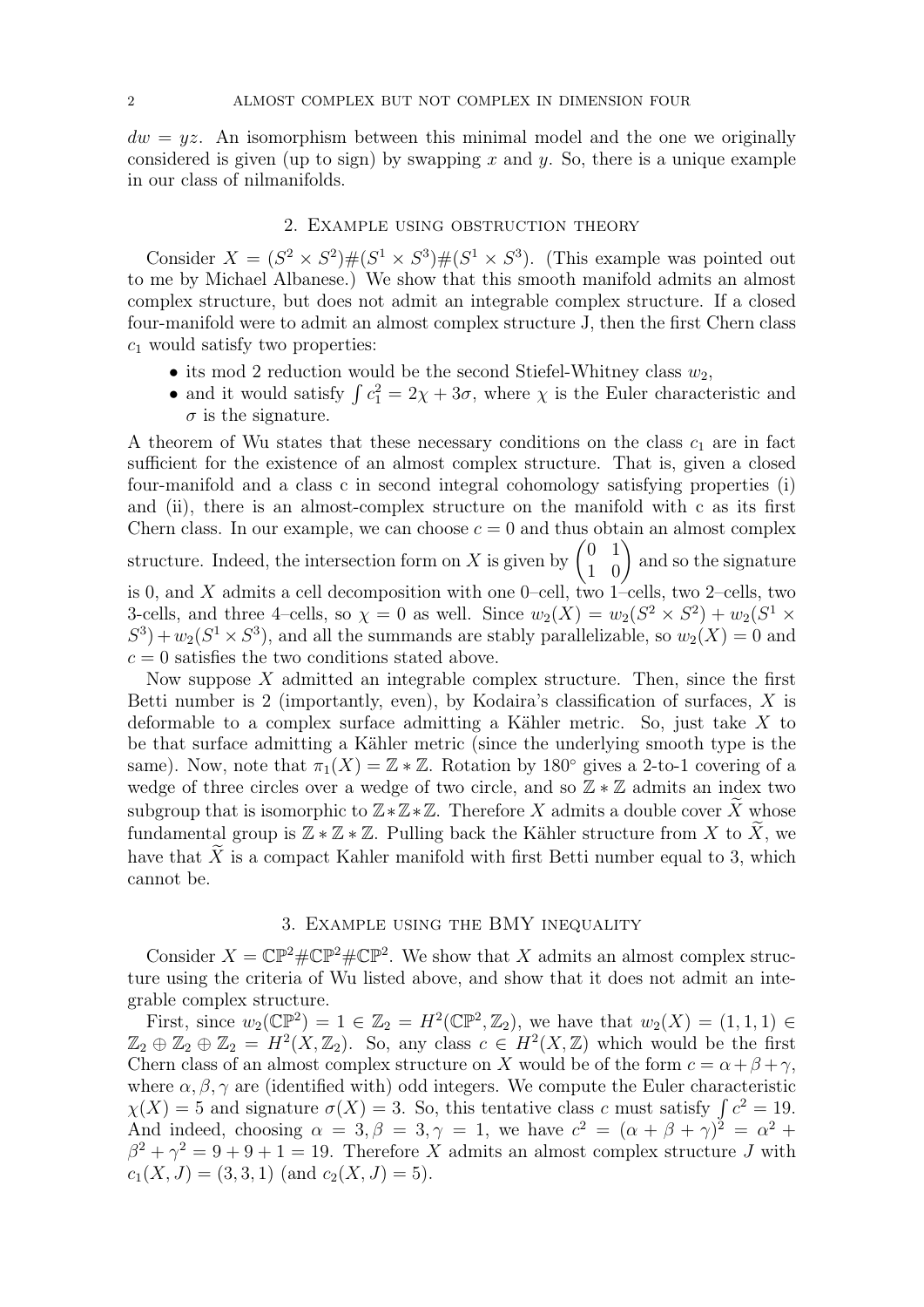$dw = yz$. An isomorphism between this minimal model and the one we originally considered is given (up to sign) by swapping $x$ and $y$. So, there is a unique example in our class of nilmanifolds.

## 2. Example using obstruction theory

Consider $X = (S^2 \times S^2)\#(S^1 \times S^3)\#(S^1 \times S^3)$. (This example was pointed out to me by Michael Albanese.) We show that this smooth manifold admits an almost complex structure, but does not admit an integrable complex structure. If a closed four-manifold were to admit an almost complex structure J, then the first Chern class $c_1$ would satisfy two properties:

- its mod 2 reduction would be the second Stiefel-Whitney class $w_2$,
- and it would satisfy $\int c_1^2 = 2\chi + 3\sigma$, where $\chi$ is the Euler characteristic and $\sigma$ is the signature.

A theorem of Wu states that these necessary conditions on the class $c_1$ are in fact sufficient for the existence of an almost complex structure. That is, given a closed four-manifold and a class c in second integral cohomology satisfying properties (i) and (ii), there is an almost-complex structure on the manifold with c as its first Chern class. In our example, we can choose $c = 0$ and thus obtain an almost complex structure. Indeed, the intersection form on $X$ is given by $\begin{pmatrix} 0 & 1 \\ 1 & 0 \end{pmatrix}$ and so the signature is 0, and $X$ admits a cell decomposition with one 0–cell, two 1–cells, two 2–cells, two 3-cells, and three 4–cells, so $\chi = 0$ as well. Since $w_2(X) = w_2(S^2 \times S^2) + w_2(S^1 \times S^3) + w_2(S^1 \times S^3)$, and all the summands are stably parallelizable, so $w_2(X) = 0$ and $c = 0$ satisfies the two conditions stated above.

Now suppose $X$ admitted an integrable complex structure. Then, since the first Betti number is 2 (importantly, even), by Kodaira's classification of surfaces, $X$ is deformable to a complex surface admitting a Kähler metric. So, just take $X$ to be that surface admitting a Kähler metric (since the underlying smooth type is the same). Now, note that $\pi_1(X) = \mathbb{Z} * \mathbb{Z}$. Rotation by $180^\circ$ gives a 2-to-1 covering of a wedge of three circles over a wedge of two circle, and so $\mathbb{Z} * \mathbb{Z}$ admits an index two subgroup that is isomorphic to $\mathbb{Z}*\mathbb{Z}*\mathbb{Z}$. Therefore $X$ admits a double cover $\widetilde{X}$ whose fundamental group is $\mathbb{Z} * \mathbb{Z} * \mathbb{Z}$. Pulling back the Kähler structure from $X$ to $\widetilde{X}$, we have that $\widetilde{X}$ is a compact Kahler manifold with first Betti number equal to 3, which cannot be.

## 3. Example using the BMY inequality

Consider $X = \mathbb{CP}^2\#\mathbb{CP}^2\#\mathbb{CP}^2$. We show that $X$ admits an almost complex structure using the criteria of Wu listed above, and show that it does not admit an integrable complex structure.

First, since $w_2(\mathbb{CP}^2) = 1 \in \mathbb{Z}_2 = H^2(\mathbb{CP}^2, \mathbb{Z}_2)$, we have that $w_2(X) = (1, 1, 1) \in \mathbb{Z}_2 \oplus \mathbb{Z}_2 \oplus \mathbb{Z}_2 = H^2(X, \mathbb{Z}_2)$. So, any class $c \in H^2(X, \mathbb{Z})$ which would be the first Chern class of an almost complex structure on $X$ would be of the form $c = \alpha + \beta + \gamma$, where $\alpha, \beta, \gamma$ are (identified with) odd integers. We compute the Euler characteristic $\chi(X) = 5$ and signature $\sigma(X) = 3$. So, this tentative class $c$ must satisfy $\int c^2 = 19$. And indeed, choosing $\alpha = 3, \beta = 3, \gamma = 1$, we have $c^2 = (\alpha + \beta + \gamma)^2 = \alpha^2 + \beta^2 + \gamma^2 = 9 + 9 + 1 = 19$. Therefore $X$ admits an almost complex structure $J$ with $c_1(X, J) = (3, 3, 1)$ (and $c_2(X, J) = 5$).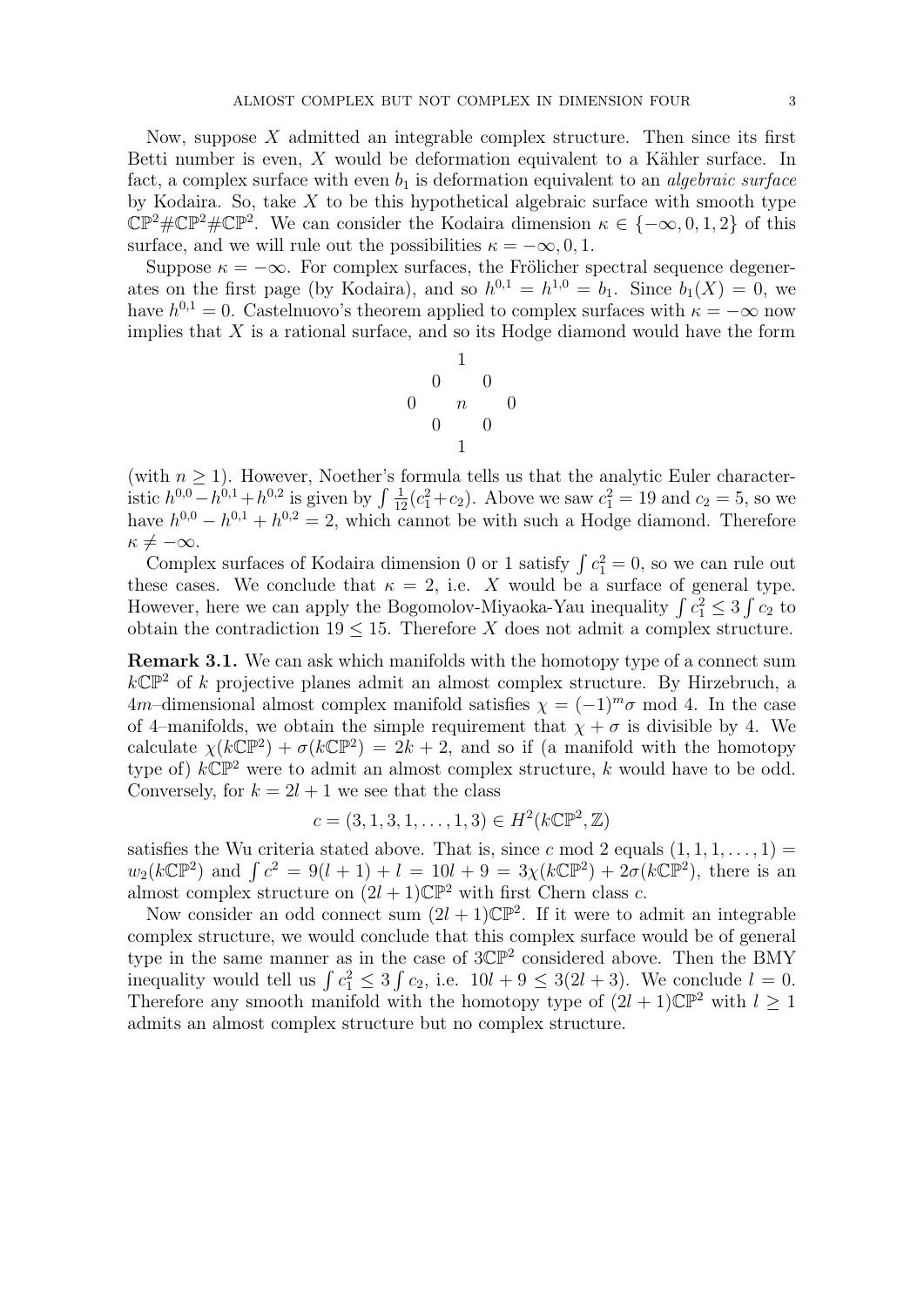Now, suppose $X$ admitted an integrable complex structure. Then since its first Betti number is even, $X$ would be deformation equivalent to a Kähler surface. In fact, a complex surface with even $b_1$ is deformation equivalent to an *algebraic surface* by Kodaira. So, take $X$ to be this hypothetical algebraic surface with smooth type $\mathbb{CP}^2\#\mathbb{CP}^2\#\mathbb{CP}^2$. We can consider the Kodaira dimension $\kappa \in \{-\infty, 0, 1, 2\}$ of this surface, and we will rule out the possibilities $\kappa = -\infty, 0, 1$.

Suppose $\kappa = -\infty$. For complex surfaces, the Frölicher spectral sequence degenerates on the first page (by Kodaira), and so $h^{0,1} = h^{1,0} = b_1$. Since $b_1(X) = 0$, we have $h^{0,1} = 0$. Castelnuovo's theorem applied to complex surfaces with $\kappa = -\infty$ now implies that $X$ is a rational surface, and so its Hodge diamond would have the form

$$
\begin{array}{ccccc}
 & & 1 & & \\
 & 0 & & 0 & \\
0 & & n & & 0 \\
 & 0 & & 0 & \\
 & & 1 & & 
\end{array}
$$

(with $n \geq 1$). However, Noether's formula tells us that the analytic Euler characteristic $h^{0,0} - h^{0,1} + h^{0,2}$ is given by $\int \frac{1}{12}(c_1^2 + c_2)$. Above we saw $c_1^2 = 19$ and $c_2 = 5$, so we have $h^{0,0} - h^{0,1} + h^{0,2} = 2$, which cannot be with such a Hodge diamond. Therefore $\kappa \neq -\infty$.

Complex surfaces of Kodaira dimension 0 or 1 satisfy $\int c_1^2 = 0$, so we can rule out these cases. We conclude that $\kappa = 2$, i.e. $X$ would be a surface of general type. However, here we can apply the Bogomolov-Miyaoka-Yau inequality $\int c_1^2 \leq 3 \int c_2$ to obtain the contradiction $19 \leq 15$. Therefore $X$ does not admit a complex structure.

**Remark 3.1.** We can ask which manifolds with the homotopy type of a connect sum $k\mathbb{CP}^2$ of $k$ projective planes admit an almost complex structure. By Hirzebruch, a $4m$–dimensional almost complex manifold satisfies $\chi = (-1)^m \sigma \mod 4$. In the case of 4–manifolds, we obtain the simple requirement that $\chi + \sigma$ is divisible by 4. We calculate $\chi(k\mathbb{CP}^2) + \sigma(k\mathbb{CP}^2) = 2k + 2$, and so if (a manifold with the homotopy type of) $k\mathbb{CP}^2$ were to admit an almost complex structure, $k$ would have to be odd. Conversely, for $k = 2l + 1$ we see that the class

$$c = (3, 1, 3, 1, \ldots, 1, 3) \in H^2(k\mathbb{CP}^2, \mathbb{Z})$$

satisfies the Wu criteria stated above. That is, since $c$ mod 2 equals $(1, 1, 1, \ldots, 1) = w_2(k\mathbb{CP}^2)$ and $\int c^2 = 9(l + 1) + l = 10l + 9 = 3\chi(k\mathbb{CP}^2) + 2\sigma(k\mathbb{CP}^2)$, there is an almost complex structure on $(2l + 1)\mathbb{CP}^2$ with first Chern class $c$.

Now consider an odd connect sum $(2l + 1)\mathbb{CP}^2$. If it were to admit an integrable complex structure, we would conclude that this complex surface would be of general type in the same manner as in the case of $3\mathbb{CP}^2$ considered above. Then the BMY inequality would tell us $\int c_1^2 \leq 3 \int c_2$, i.e. $10l + 9 \leq 3(2l + 3)$. We conclude $l = 0$. Therefore any smooth manifold with the homotopy type of $(2l + 1)\mathbb{CP}^2$ with $l \geq 1$ admits an almost complex structure but no complex structure.